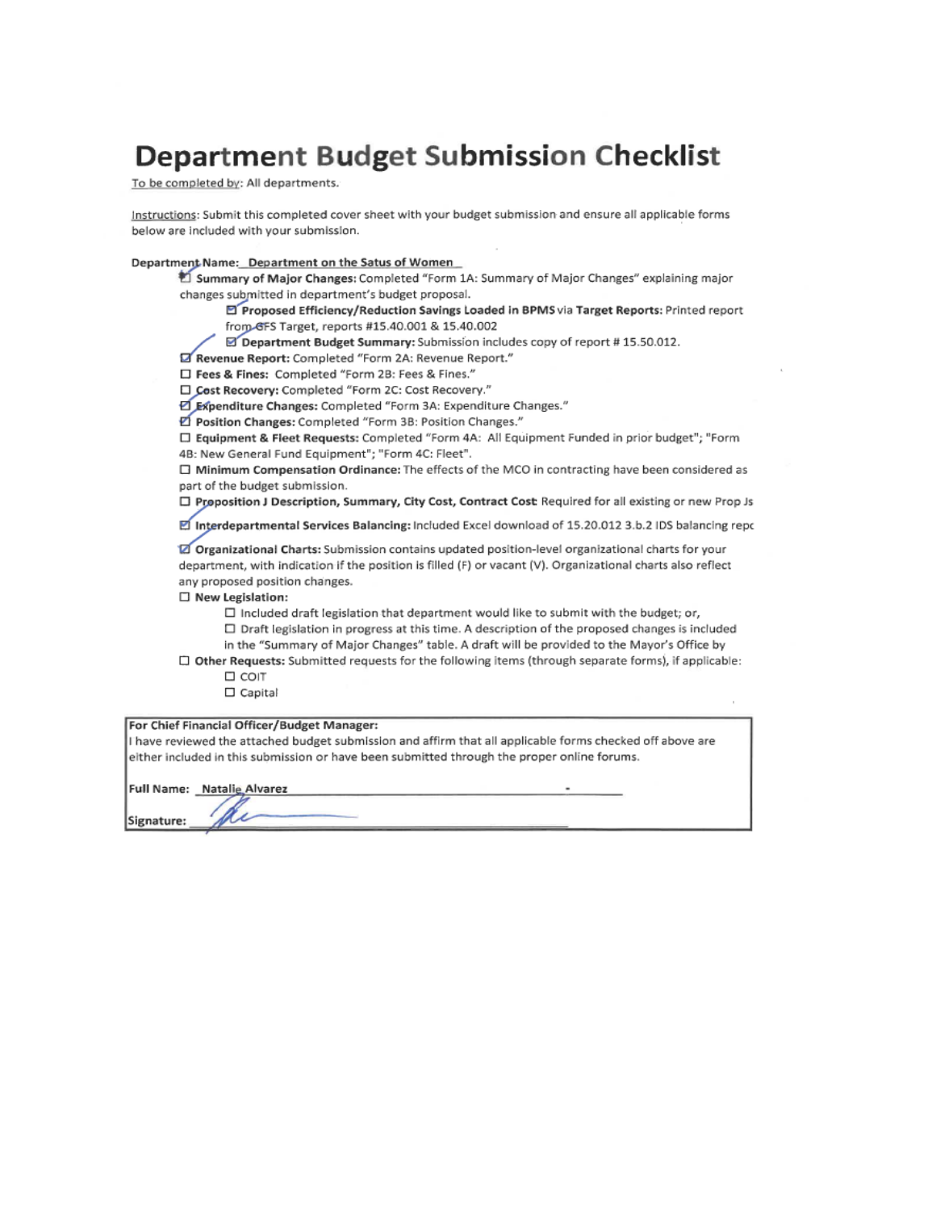# Department Budget Submission Checklist

To be completed by: All departments.

Instructions: Submit this completed cover sheet with your budget submission and ensure all applicable forms below are included with your submission.

Department Name: Department on the Satus of Women

- ☑ **Summary of Major Changes:** Completed "Form 1A: Summary of Major Changes" explaining major changes submitted in department's budget proposal.
  - ☑ **Proposed Efficiency/Reduction Savings Loaded in BPMS** via **Target Reports:** Printed report from GFS Target, reports #15.40.001 & 15.40.002
  - ☑ **Department Budget Summary:** Submission includes copy of report # 15.50.012.
- ☑ **Revenue Report:** Completed "Form 2A: Revenue Report."
- ☐ **Fees & Fines:** Completed "Form 2B: Fees & Fines."
- ☐ **Cost Recovery:** Completed "Form 2C: Cost Recovery."
- ☑ **Expenditure Changes:** Completed "Form 3A: Expenditure Changes."
- ☑ **Position Changes:** Completed "Form 3B: Position Changes."
- ☐ **Equipment & Fleet Requests:** Completed "Form 4A: All Equipment Funded in prior budget"; "Form 4B: New General Fund Equipment"; "Form 4C: Fleet".
- ☐ **Minimum Compensation Ordinance:** The effects of the MCO in contracting have been considered as part of the budget submission.
- ☐ **Proposition J Description, Summary, City Cost, Contract Cost** Required for all existing or new Prop Js
- ☑ **Interdepartmental Services Balancing:** Included Excel download of 15.20.012 3.b.2 IDS balancing repc
- ☑ **Organizational Charts:** Submission contains updated position-level organizational charts for your department, with indication if the position is filled (F) or vacant (V). Organizational charts also reflect any proposed position changes.
- ☐ **New Legislation:**
  - ☐ Included draft legislation that department would like to submit with the budget; or,
  - ☐ Draft legislation in progress at this time. A description of the proposed changes is included in the "Summary of Major Changes" table. A draft will be provided to the Mayor's Office by
- ☐ **Other Requests:** Submitted requests for the following items (through separate forms), if applicable:
  - ☐ COIT
  - ☐ Capital

**For Chief Financial Officer/Budget Manager:**

I have reviewed the attached budget submission and affirm that all applicable forms checked off above are either included in this submission or have been submitted through the proper online forums.

**Full Name:** Natalie Alvarez

**Signature:** [signature]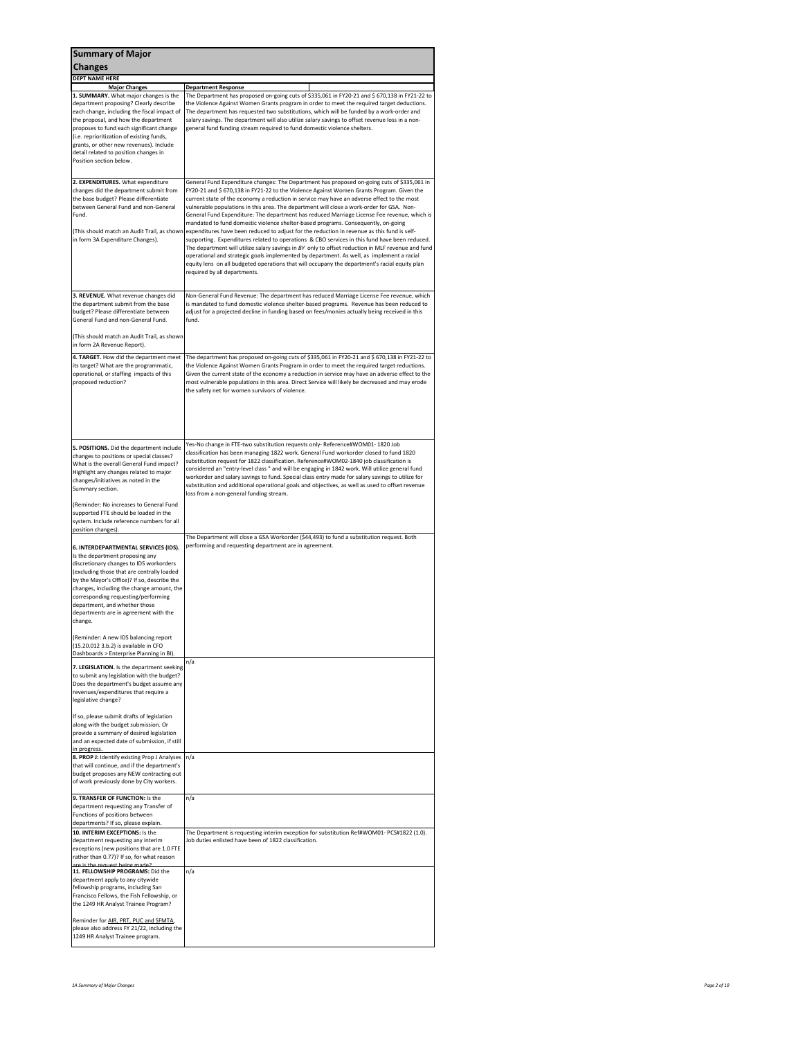# Summary of Major Changes

**DEPT NAME HERE**

| Major Changes | Department Response |
|---|---|
| **1. SUMMARY.** What major changes is the department proposing? Clearly describe each change, including the fiscal impact of the proposal, and how the department proposes to fund each significant change (i.e. reprioritization of existing funds, grants, or other new revenues). Include detail related to position changes in Position section below. | The Department has proposed on-going cuts of $335,061 in FY20-21 and $ 670,138 in FY21-22 to the Violence Against Women Grants program in order to meet the required target deductions. The department has requested two substitutions, which will be funded by a work-order and salary savings. The department will also utilize salary savings to offset revenue loss in a non-general fund funding stream required to fund domestic violence shelters. |
| **2. EXPENDITURES.** What expenditure changes did the department submit from the base budget? Please differentiate between General Fund and non-General Fund.<br><br>(This should match an Audit Trail, as shown in form 3A Expenditure Changes). | General Fund Expenditure changes: The Department has proposed on-going cuts of $335,061 in FY20-21 and $ 670,138 in FY21-22 to the Violence Against Women Grants Program. Given the current state of the economy a reduction in service may have an adverse effect to the most vulnerable populations in this area. The department will close a work-order for GSA. Non-General Fund Expenditure: The department has reduced Marriage License Fee revenue, which is mandated to fund domestic violence shelter-based programs. Consequently, on-going expenditures have been reduced to adjust for the reduction in revenue as this fund is self-supporting. Expenditures related to operations & CBO services in this fund have been reduced. The department will utilize salary savings in *BY* only to offset reduction in MLF revenue and fund operational and strategic goals implemented by department. As well, as implement a racial equity lens on all budgeted operations that will occupany the department's racial equity plan required by all departments. |
| **3. REVENUE.** What revenue changes did the department submit from the base budget? Please differentiate between General Fund and non-General Fund.<br><br>(This should match an Audit Trail, as shown in form 2A Revenue Report). | Non-General Fund Revenue: The department has reduced Marriage License Fee revenue, which is mandated to fund domestic violence shelter-based programs. Revenue has been reduced to adjust for a projected decline in funding based on fees/monies actually being received in this fund. |
| **4. TARGET.** How did the department meet its target? What are the programmatic, operational, or staffing impacts of this proposed reduction? | The department has proposed on-going cuts of $335,061 in FY20-21 and $ 670,138 in FY21-22 to the Violence Against Women Grants Program in order to meet the required target reductions. Given the current state of the economy a reduction in service may have an adverse effect to the most vulnerable populations in this area. Direct Service will likely be decreased and may erode the safety net for women survivors of violence. |
| **5. POSITIONS.** Did the department include changes to positions or special classes? What is the overall General Fund impact? Highlight any changes related to major changes/initiatives as noted in the Summary section.<br><br>(Reminder: No increases to General Fund supported FTE should be loaded in the system. Include reference numbers for all position changes). | Yes-No change in FTE-two substitution requests only- Reference#WOM01- 1820 Job classification has been managing 1822 work. General Fund workorder closed to fund 1820 substitution request for 1822 classification. Reference#WOM02-1840 job classification is considered an "entry-level class " and will be engaging in 1842 work. Will utilize general fund workorder and salary savings to fund. Special class entry made for salary savings to utilize for substitution and additional operational goals and objectives, as well as used to offset revenue loss from a non-general funding stream. |
| **6. INTERDEPARTMENTAL SERVICES (IDS).** Is the department proposing any discretionary changes to IDS workorders (excluding those that are centrally loaded by the Mayor's Office)? If so, describe the changes, including the change amount, the corresponding requesting/performing department, and whether those departments are in agreement with the change.<br><br>(Reminder: A new IDS balancing report (15.20.012 3.b.2) is available in CFO Dashboards > Enterprise Planning in BI). | The Department will close a GSA Workorder ($44,493) to fund a substitution request. Both performing and requesting department are in agreement. |
| **7. LEGISLATION.** Is the department seeking to submit any legislation with the budget? Does the department's budget assume any revenues/expenditures that require a legislative change?<br><br>If so, please submit drafts of legislation along with the budget submission. Or provide a summary of desired legislation and an expected date of submission, if still in progress. | n/a |
| **8. PROP J:** Identify existing Prop J Analyses that will continue, and if the department's budget proposes any NEW contracting out of work previously done by City workers. | n/a |
| **9. TRANSFER OF FUNCTION:** Is the department requesting any Transfer of Functions of positions between departments? If so, please explain. | n/a |
| **10. INTERIM EXCEPTIONS:** Is the department requesting any interim exceptions (new positions that are 1.0 FTE rather than 0.77)? If so, for what reason are is the request being made? | The Department is requesting interim exception for substitution Ref#WOM01- PCS#1822 (1.0). Job duties enlisted have been of 1822 classification. |
| **11. FELLOWSHIP PROGRAMS:** Did the department apply to any citywide fellowship programs, including San Francisco Fellows, the Fish Fellowship, or the 1249 HR Analyst Trainee Program?<br><br>Reminder for AIR, PRT, PUC and SFMTA, please also address FY 21/22, including the 1249 HR Analyst Trainee program. | n/a |

*1A Summary of Major Changes*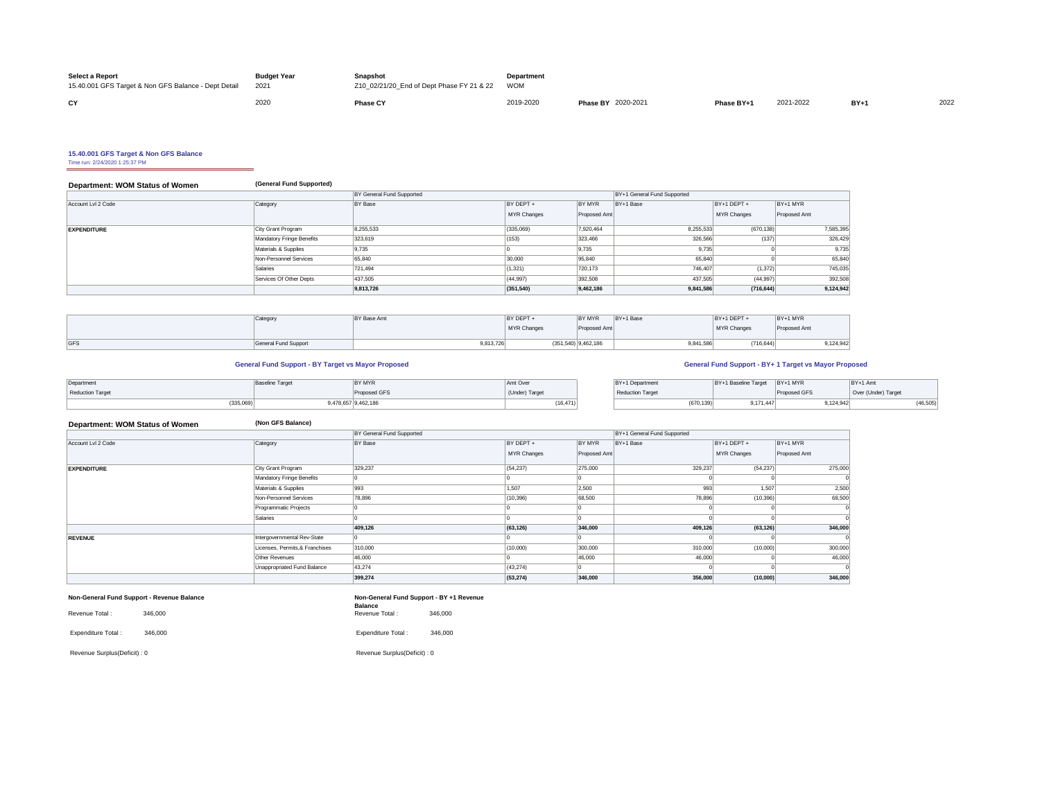| Select a Report | Budget Year | Snapshot | Department |
|---|---|---|---|
| 15.40.001 GFS Target & Non GFS Balance - Dept Detail | 2021 | Z10_02/21/20_End of Dept Phase FY 21 & 22 | WOM |

| CY | 2020 | Phase CY | 2019-2020 | Phase BY | 2020-2021 | Phase BY+1 | 2021-2022 | BY+1 | 2022 |
|---|---|---|---|---|---|---|---|---|---|

### 15.40.001 GFS Target & Non GFS Balance

Time run: 2/24/2020 1:25:37 PM

## Department: WOM Status of Women

**(General Fund Supported)**

| | | BY General Fund Supported | | | BY+1 General Fund Supported | | |
|---|---|---|---|---|---|---|---|
| Account Lvl 2 Code | Category | BY Base | BY DEPT + MYR Changes | BY MYR Proposed Amt | BY+1 Base | BY+1 DEPT + MYR Changes | BY+1 MYR Proposed Amt |
| **EXPENDITURE** | City Grant Program | 8,255,533 | (335,069) | 7,920,464 | 8,255,533 | (670,138) | 7,585,395 |
| | Mandatory Fringe Benefits | 323,619 | (153) | 323,466 | 326,566 | (137) | 326,429 |
| | Materials & Supplies | 9,735 | 0 | 9,735 | 9,735 | 0 | 9,735 |
| | Non-Personnel Services | 65,840 | 30,000 | 95,840 | 65,840 | 0 | 65,840 |
| | Salaries | 721,494 | (1,321) | 720,173 | 746,407 | (1,372) | 745,035 |
| | Services Of Other Depts | 437,505 | (44,997) | 392,508 | 437,505 | (44,997) | 392,508 |
| | | **9,813,726** | **(351,540)** | **9,462,186** | **9,841,586** | **(716,644)** | **9,124,942** |

| | Category | BY Base Amt | BY DEPT + MYR Changes | BY MYR Proposed Amt | BY+1 Base | BY+1 DEPT + MYR Changes | BY+1 MYR Proposed Amt |
|---|---|---|---|---|---|---|---|
| GFS | General Fund Support | 9,813,726 | (351,540) | 9,462,186 | 9,841,586 | (716,644) | 9,124,942 |

**General Fund Support - BY Target vs Mayor Proposed**

| Department Reduction Target | Baseline Target | BY MYR Proposed GFS | Amt Over (Under) Target |
|---|---|---|---|
| (335,069) | 9,478,657 | 9,462,186 | (16,471) |

**General Fund Support - BY+ 1 Target vs Mayor Proposed**

| BY+1 Department Reduction Target | BY+1 Baseline Target | BY+1 MYR Proposed GFS | BY+1 Amt Over (Under) Target |
|---|---|---|---|
| (670,139) | 9,171,447 | 9,124,942 | (46,505) |

## Department: WOM Status of Women

**(Non GFS Balance)**

| | | BY General Fund Supported | | | BY+1 General Fund Supported | | |
|---|---|---|---|---|---|---|---|
| Account Lvl 2 Code | Category | BY Base | BY DEPT + MYR Changes | BY MYR Proposed Amt | BY+1 Base | BY+1 DEPT + MYR Changes | BY+1 MYR Proposed Amt |
| **EXPENDITURE** | City Grant Program | 329,237 | (54,237) | 275,000 | 329,237 | (54,237) | 275,000 |
| | Mandatory Fringe Benefits | 0 | 0 | 0 | 0 | 0 | 0 |
| | Materials & Supplies | 993 | 1,507 | 2,500 | 993 | 1,507 | 2,500 |
| | Non-Personnel Services | 78,896 | (10,396) | 68,500 | 78,896 | (10,396) | 68,500 |
| | Programmatic Projects | 0 | 0 | 0 | 0 | 0 | 0 |
| | Salaries | 0 | 0 | 0 | 0 | 0 | 0 |
| | | **409,126** | **(63,126)** | **346,000** | **409,126** | **(63,126)** | **346,000** |
| **REVENUE** | Intergovernmental Rev-State | 0 | 0 | 0 | 0 | 0 | 0 |
| | Licenses, Permits,& Franchises | 310,000 | (10,000) | 300,000 | 310,000 | (10,000) | 300,000 |
| | Other Revenues | 46,000 | 0 | 46,000 | 46,000 | 0 | 46,000 |
| | Unappropriated Fund Balance | 43,274 | (43,274) | 0 | 0 | 0 | 0 |
| | | **399,274** | **(53,274)** | **346,000** | **356,000** | **(10,000)** | **346,000** |

**Non-General Fund Support - Revenue Balance**

Revenue Total : 346,000

Expenditure Total : 346,000

Revenue Surplus(Deficit) : 0

**Non-General Fund Support - BY +1 Revenue Balance**

Revenue Total : 346,000

Expenditure Total : 346,000

Revenue Surplus(Deficit) : 0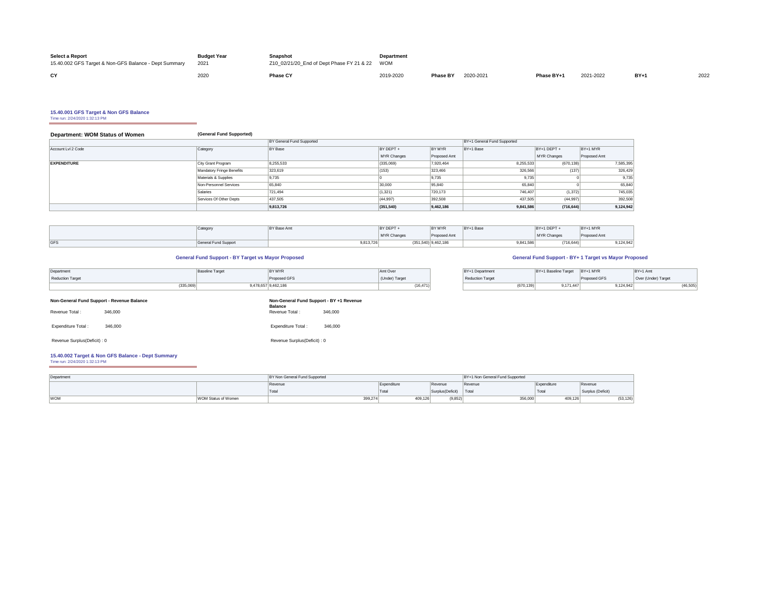| Select a Report | Budget Year | Snapshot | Department | | | | | | |
|---|---|---|---|---|---|---|---|---|---|
| 15.40.002 GFS Target & Non-GFS Balance - Dept Summary | 2021 | Z10_02/21/20_End of Dept Phase FY 21 & 22 | WOM | | | | | | |
| **CY** | 2020 | **Phase CY** | 2019-2020 | **Phase BY** | 2020-2021 | **Phase BY+1** | 2021-2022 | **BY+1** | 2022 |

## 15.40.001 GFS Target & Non GFS Balance

Time run: 2/24/2020 1:32:13 PM

**Department: WOM Status of Women** **(General Fund Supported)**

| | | BY General Fund Supported | | | BY+1 General Fund Supported | | |
|---|---|---|---|---|---|---|---|
| Account Lvl 2 Code | Category | BY Base | BY DEPT + MYR Changes | BY MYR Proposed Amt | BY+1 Base | BY+1 DEPT + MYR Changes | BY+1 MYR Proposed Amt |
| **EXPENDITURE** | City Grant Program | 8,255,533 | (335,069) | 7,920,464 | 8,255,533 | (670,138) | 7,585,395 |
| | Mandatory Fringe Benefits | 323,619 | (153) | 323,466 | 326,566 | (137) | 326,429 |
| | Materials & Supplies | 9,735 | 0 | 9,735 | 9,735 | 0 | 9,735 |
| | Non-Personnel Services | 65,840 | 30,000 | 95,840 | 65,840 | 0 | 65,840 |
| | Salaries | 721,494 | (1,321) | 720,173 | 746,407 | (1,372) | 745,035 |
| | Services Of Other Depts | 437,505 | (44,997) | 392,508 | 437,505 | (44,997) | 392,508 |
| | | **9,813,726** | **(351,540)** | **9,462,186** | **9,841,586** | **(716,644)** | **9,124,942** |

| | Category | BY Base Amt | BY DEPT + MYR Changes | BY MYR Proposed Amt | BY+1 Base | BY+1 DEPT + MYR Changes | BY+1 MYR Proposed Amt |
|---|---|---|---|---|---|---|---|
| GFS | General Fund Support | 9,813,726 | (351,540) | 9,462,186 | 9,841,586 | (716,644) | 9,124,942 |

### General Fund Support - BY Target vs Mayor Proposed

| Department Reduction Target | Baseline Target | BY MYR Proposed GFS | Amt Over (Under) Target |
|---|---|---|---|
| (335,069) | 9,478,657 | 9,462,186 | (16,471) |

### General Fund Support - BY+ 1 Target vs Mayor Proposed

| BY+1 Department Reduction Target | BY+1 Baseline Target | BY+1 MYR Proposed GFS | BY+1 Amt Over (Under) Target |
|---|---|---|---|
| (670,139) | 9,171,447 | 9,124,942 | (46,505) |

**Non-General Fund Support - Revenue Balance**

Revenue Total : 346,000

Expenditure Total : 346,000

Revenue Surplus(Deficit) : 0

**Non-General Fund Support - BY +1 Revenue Balance**

Revenue Total : 346,000

Expenditure Total : 346,000

Revenue Surplus(Deficit) : 0

## 15.40.002 Target & Non GFS Balance - Dept Summary

Time run: 2/24/2020 1:32:13 PM

| Department | | BY Non General Fund Supported | | | BY+1 Non General Fund Supported | | |
|---|---|---|---|---|---|---|---|
| | | Revenue Total | Expenditure Total | Revenue Surplus(Deficit) | Revenue Total | Expenditure Total | Revenue Surplus (Deficit) |
| WOM | WOM Status of Women | 399,274 | 409,126 | (9,852) | 356,000 | 409,126 | (53,126) |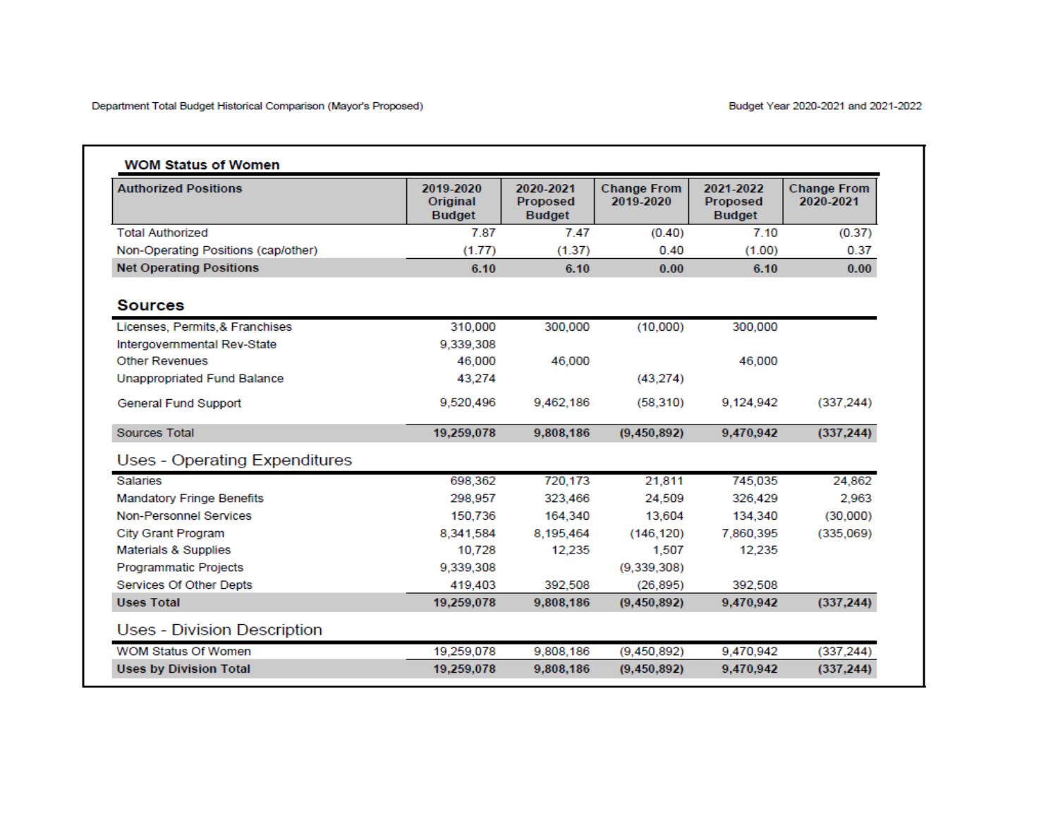Department Total Budget Historical Comparison (Mayor's Proposed)

Budget Year 2020-2021 and 2021-2022

## WOM Status of Women

| Authorized Positions | 2019-2020 Original Budget | 2020-2021 Proposed Budget | Change From 2019-2020 | 2021-2022 Proposed Budget | Change From 2020-2021 |
|---|---|---|---|---|---|
| Total Authorized | 7.87 | 7.47 | (0.40) | 7.10 | (0.37) |
| Non-Operating Positions (cap/other) | (1.77) | (1.37) | 0.40 | (1.00) | 0.37 |
| **Net Operating Positions** | **6.10** | **6.10** | **0.00** | **6.10** | **0.00** |
| **Sources** | | | | | |
| Licenses, Permits,& Franchises | 310,000 | 300,000 | (10,000) | 300,000 | |
| Intergovernmental Rev-State | 9,339,308 | | | | |
| Other Revenues | 46,000 | 46,000 | | 46,000 | |
| Unappropriated Fund Balance | 43,274 | | (43,274) | | |
| General Fund Support | 9,520,496 | 9,462,186 | (58,310) | 9,124,942 | (337,244) |
| Sources Total | **19,259,078** | **9,808,186** | **(9,450,892)** | **9,470,942** | **(337,244)** |
| **Uses - Operating Expenditures** | | | | | |
| Salaries | 698,362 | 720,173 | 21,811 | 745,035 | 24,862 |
| Mandatory Fringe Benefits | 298,957 | 323,466 | 24,509 | 326,429 | 2,963 |
| Non-Personnel Services | 150,736 | 164,340 | 13,604 | 134,340 | (30,000) |
| City Grant Program | 8,341,584 | 8,195,464 | (146,120) | 7,860,395 | (335,069) |
| Materials & Supplies | 10,728 | 12,235 | 1,507 | 12,235 | |
| Programmatic Projects | 9,339,308 | | (9,339,308) | | |
| Services Of Other Depts | 419,403 | 392,508 | (26,895) | 392,508 | |
| **Uses Total** | **19,259,078** | **9,808,186** | **(9,450,892)** | **9,470,942** | **(337,244)** |
| **Uses - Division Description** | | | | | |
| WOM Status Of Women | 19,259,078 | 9,808,186 | (9,450,892) | 9,470,942 | (337,244) |
| **Uses by Division Total** | **19,259,078** | **9,808,186** | **(9,450,892)** | **9,470,942** | **(337,244)** |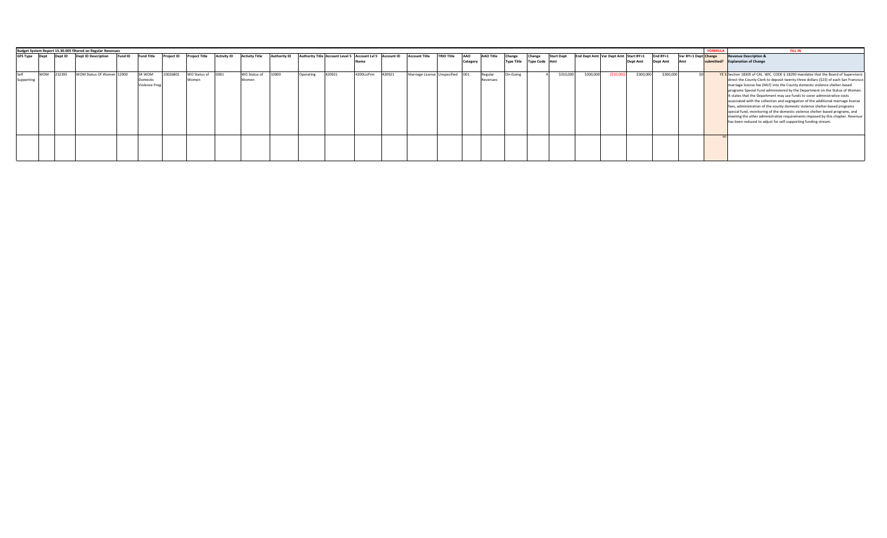**Budget System Report 15.30.005 filtered on Regular Revenues**

| GFS Type | Dept | Dept ID | Dept ID Description | Fund ID | Fund Title | Project ID | Project Title | Activity ID | Activity Title | Authority ID | Authority Title | Account Level 5 | Account Lvl 5 Name | Account ID | Account Title | TRIO Title | AAO Category | AAO Title | Change Type Title | Change Type Code | Start Dept Amt | End Dept Amt | Var Dept Amt | Start BY+1 Dept Amt | End BY+1 Dept Amt | Var BY+1 Dept Amt | FORMULA Change submitted? | FILL IN Revenue Description & Explanation of Change |
|---|---|---|---|---|---|---|---|---|---|---|---|---|---|---|---|---|---|---|---|---|---|---|---|---|---|---|---|---|
| Self Supporting | WOM | 232395 | WOM Status Of Women | 12900 | SR WOM Domestic Violence Prog | 10026801 | WO Status of Women | 0001 | WO Status of Women | 10000 | Operating | 420921 | 4200LicPrm | 420921 | Marriage License | Unspecified | D01 | Regular Revenues | On-Going | 4 | $310,000 | $300,000 | ($10,000) | $300,000 | $300,000 | $0 | YES | Section 18305 of CAL. WIC. CODE § 18290 mandates that the Board of Supervisors direct the County Clerk to deposit twenty-three dollars ($23) of each San Francisco marriage license fee (MLF) into the County domestic violence shelter-based programs Special Fund administered by the Department on the Status of Women. It states that the Department may use funds to cover administrative costs associated with the collection and segregation of the additional marriage license fees, administration of the county domestic violence shelter-based programs special fund, monitoring of the domestic violence shelter-based programs, and meeting the other administrative requirements imposed by this chapter. Revenue has been reduced to adjust for self-supporting funding stream. |
| | | | | | | | | | | | | | | | | | | | | | | | | | | | NO | |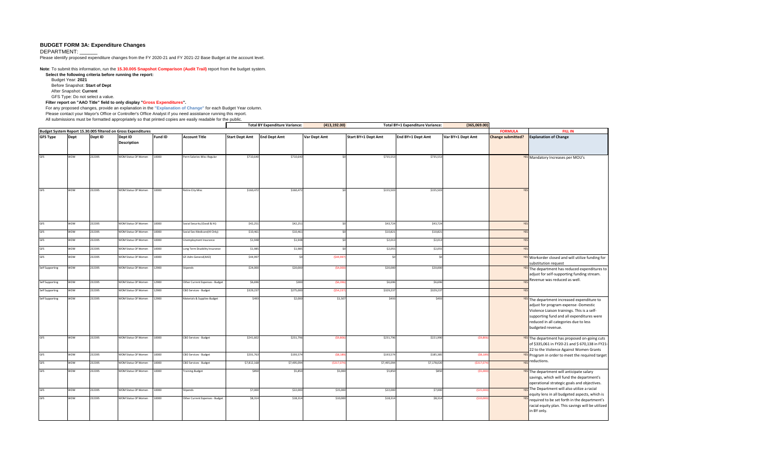# BUDGET FORM 3A: Expenditure Changes

DEPARTMENT: ______

Please identify proposed expenditure changes from the FY 2020-21 and FY 2021-22 Base Budget at the account level.

**Note**: To submit this information, run the **15.30.005 Snapshot Comparison (Audit Trail)** report from the budget system.

**Select the following criteria before running the report:**

Budget Year: **2021**

Before Snapshot: **Start of Dept**

After Snapshot: **Current**

GFS Type: Do not select a value.

**Filter report on "AAO Title" field to only display "Gross Expenditures".**

For any proposed changes, provide an explanation in the **"Explanation of Change"** for each Budget Year column.

Please contact your Mayor's Office or Controller's Office Analyst if you need assistance running this report.

All submissions must be formatted appropriately so that printed copies are easily readable for the public.

| Budget System Report 15.30.005 filtered on Gross Expenditures | | | | | | Total BY Expenditure Variance: | | (413,192.00) | Total BY+1 Expenditure Variance: | | (365,069.00) | FORMULA | FILL IN |
|---|---|---|---|---|---|---|---|---|---|---|---|---|---|
| **GFS Type** | **Dept** | **Dept ID** | **Dept ID Description** | **Fund ID** | **Account Title** | **Start Dept Amt** | **End Dept Amt** | **Var Dept Amt** | **Start BY+1 Dept Amt** | **End BY+1 Dept Amt** | **Var BY+1 Dept Amt** | **Change submitted?** | **Explanation of Change** |
| GFS | WOM | 232395 | WOM Status Of Women | 10000 | Perm Salaries-Misc-Regular | $710,640 | $710,640 | $0 | $735,553 | $735,553 | | YES | Mandatory Increases per MOU's |
| GFS | WOM | 232395 | WOM Status Of Women | 10000 | Retire City Misc | $160,472 | $160,472 | $0 | $155,503 | $155,503 | | YES | |
| GFS | WOM | 232395 | WOM Status Of Women | 10000 | Social Security (Oasdi & HI) | $42,251 | $42,251 | $0 | $43,724 | $43,724 | | YES | |
| GFS | WOM | 232395 | WOM Status Of Women | 10000 | Social Sec-Medicare(HI Only) | $10,461 | $10,461 | $0 | $10,821 | $10,821 | | YES | |
| GFS | WOM | 232395 | WOM Status Of Women | 10000 | Unemployment Insurance | $1,948 | $1,948 | $0 | $2,013 | $2,013 | | YES | |
| GFS | WOM | 232395 | WOM Status Of Women | 10000 | Long Term Disability Insurance | $1,985 | $1,985 | $0 | $2,055 | $2,055 | | YES | |
| GFS | WOM | 232395 | WOM Status Of Women | 10000 | GF-Adm-General(AAO) | $44,997 | $0 | ($44,997) | $0 | $0 | | YES | Workorder closed and will utilize funding for substitution request |
| Self Supporting | WOM | 232395 | WOM Status Of Women | 12900 | Stipends | $24,000 | $20,000 | ($4,000) | $20,000 | $20,000 | | YES | The department has reduced expenditures to adjust for self-supporting funding stream. Revenue was reduced as well. |
| Self Supporting | WOM | 232395 | WOM Status Of Women | 12900 | Other Current Expenses - Budget | $6,696 | $300 | ($6,396) | $6,696 | $6,696 | | YES | |
| Self Supporting | WOM | 232395 | WOM Status Of Women | 12900 | CBO Services - Budget | $329,237 | $275,000 | ($54,237) | $329,237 | $329,237 | | YES | |
| Self Supporting | WOM | 232395 | WOM Status Of Women | 12900 | Materials & Supplies-Budget | $493 | $2,000 | $1,507 | $493 | $493 | | YES | The department increased expenditure to adjust for program expense -Domestic Violence Liaison trainings. This is a self-supporting fund and all expenditures were reduced in all categories due to less budgeted revenue. |
| GFS | WOM | 232395 | WOM Status Of Women | 10000 | CBO Services - Budget | $241,602 | $231,796 | ($9,806) | $231,796 | $221,990 | ($9,806) | YES | The department has proposed on-going cuts of $335,061 in FY20-21 and $ 670,138 in FY21-22 to the Violence Against Women Grants Program in order to meet the required target reductions. |
| GFS | WOM | 232395 | WOM Status Of Women | 10000 | CBO Services - Budget | $201,763 | $193,574 | ($8,189) | $193,574 | $185,385 | ($8,189) | YES | |
| GFS | WOM | 232395 | WOM Status Of Women | 10000 | CBO Services - Budget | $7,812,168 | $7,495,094 | ($317,074) | $7,495,094 | $7,178,020 | ($317,074) | YES | |
| GFS | WOM | 232395 | WOM Status Of Women | 10000 | Training-Budget | $850 | $5,850 | $5,000 | $5,850 | $850 | ($5,000) | YES | The department will anticipate salary savings, which will fund the department's operational strategic goals and objectives. The Department will also utilize a racial equity lens in all budgeted aspects, which is required to be set forth in the department's racial equity plan. This savings will be utilized in BY only. |
| GFS | WOM | 232395 | WOM Status Of Women | 10000 | Stipends | $7,000 | $22,000 | $15,000 | $22,000 | $7,000 | ($15,000) | YES | |
| GFS | WOM | 232395 | WOM Status Of Women | 10000 | Other Current Expenses - Budget | $8,314 | $18,314 | $10,000 | $18,314 | $8,314 | ($10,000) | YES | |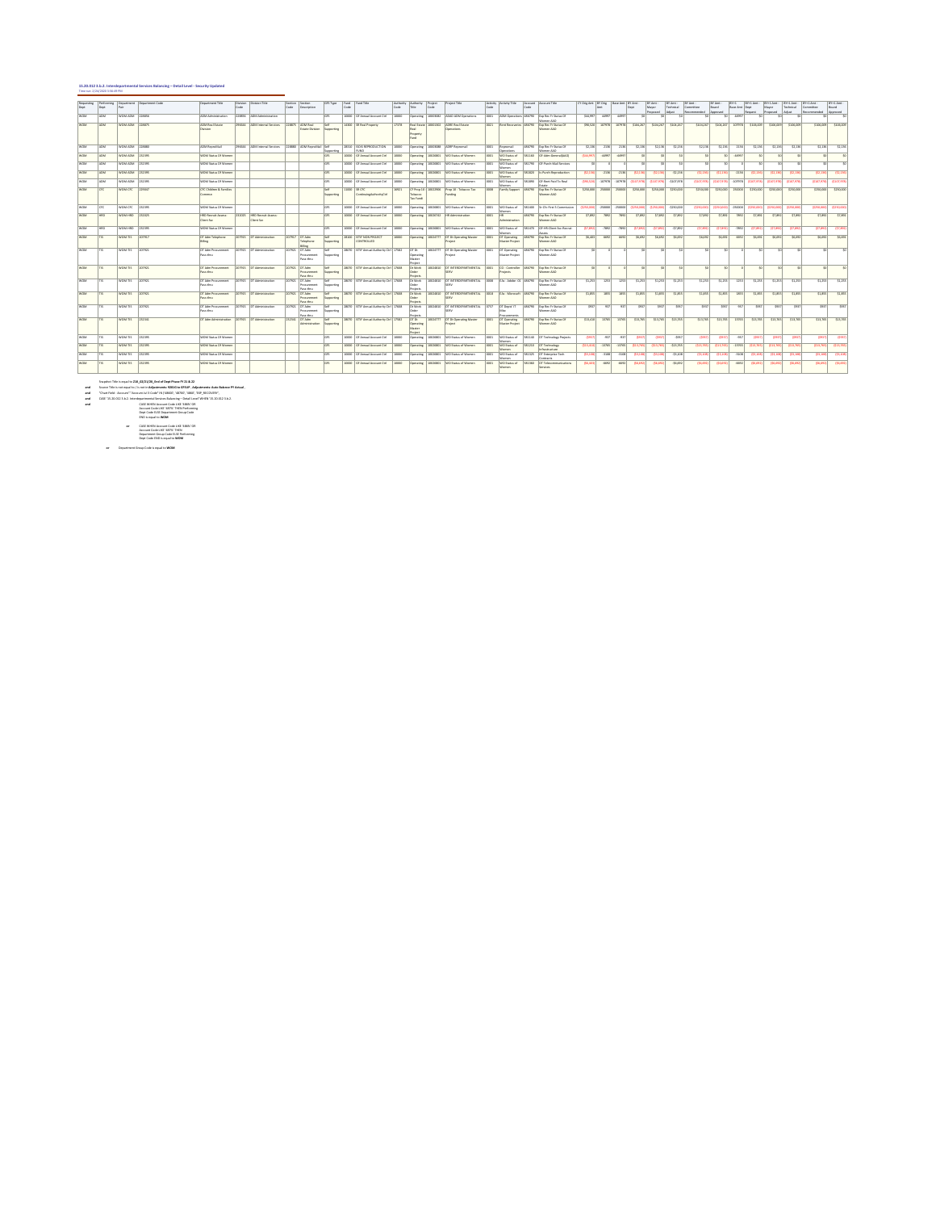# 15.20.012 5.b.2. Interdepartmental Services Balancing – Detail Level - Security Updated

Time run: 2/26/2020 5:56:48 PM

| Requesting Dept | Performing Dept | Department Fun | Department Code | Department Title | Division Code | Division Title | Section Code | Section Description | GFS Type | Fund Code | Fund Title | Authority Code | Authority Title | Project Code | Project Title | Activity Code | Activity Title | Account Code | Account Title | CY Orig Amt | BY Orig Amt | Base Amt | BY Amt - Dept | BY Amt - Mayor Proposed | BY Amt - Technical Adjust | BY Amt - Committee Recommended | BY Amt - Board Approved | BY+1 Base Amt | BY+1 Amt - Dept Request | BY+1 Amt - Mayor Proposed | BY+1 Amt - Technical Adjust | BY+1 Amt - Committee Recommended | BY+1 Amt - Board Approved |
|---|---|---|---|---|---|---|---|---|---|---|---|---|---|---|---|---|---|---|---|---|---|---|---|---|---|---|---|---|---|---|---|---|---|
| WOM | ADM | WOM ADM | 228856 | ADM Administration | 228856 | ADM Administration | | | GFS | 10000 | GF Annual Account Ctrl | 10000 | Operating | 10001082 | ADAD ADM Operations | 0001 | ADM Operations | 486790 | Exp Rec Fr Status Of Women AAO | $44,997 | 44997 | 44997 | $0 | $0 | $0 | $0 | $0 | 44997 | $0 | $0 | $0 | $0 | $0 |
| WOM | ADM | WOM ADM | 228875 | ADM Real Estate Division | 290644 | ADM Internal Services | 228875 | ADM Real Estate Division | Self Supporting | 14300 | RE Real Property | 17278 | Real Estate Real Property Fund | 10001362 | ADRE Real Estate Operations | 0021 | Real Estate Services | 486790 | Exp Rec Fr Status Of Women AAO | $90,520 | 107978 | 107978 | $106,267 | $106,267 | $106,267 | $106,267 | $106,267 | 107978 | $100,009 | $100,009 | $100,009 | $100,009 | $100,009 |
| WOM | ADM | WOM ADM | 228880 | ADM Reproduction | 290644 | ADM Internal Services | 228880 | ADM Reproduction | Self Supporting | 28310 | GS R REPRODUCTION FUND | 10000 | Operating | 10000388 | ADRP Repromail | 0001 | Repromail Operations | 486790 | Exp Rec Fr Status Of Women AAO | $2,136 | 2136 | 2136 | $2,136 | $2,136 | $2,136 | $2,136 | $2,136 | 2136 | $2,136 | $2,136 | $2,136 | $2,136 | $2,136 |
| WOM | ADM | WOM ADM | 232395 | WOM Status Of Women | | | | | GFS | 10000 | GF Annual Account Ctrl | 10000 | Operating | 10026801 | WO Status of Women | 0001 | WO Status of Women | 581160 | GF-Adm-General(AAO) | ($44,997) | -44997 | -44997 | $0 | $0 | $0 | $0 | $0 | -44997 | $0 | $0 | $0 | $0 | $0 |
| WOM | ADM | WOM ADM | 232395 | WOM Status Of Women | | | | | GFS | 10000 | GF Annual Account Ctrl | 10000 | Operating | 10026801 | WO Status of Women | 0001 | WO Status of Women | 581790 | GF-Purch-Mail Services | $0 | 0 | 0 | $0 | $0 | $0 | $0 | $0 | 0 | $0 | $0 | $0 | $0 | $0 |
| WOM | ADM | WOM ADM | 232395 | WOM Status Of Women | | | | | GFS | 10000 | GF Annual Account Ctrl | 10000 | Operating | 10026801 | WO Status of Women | 0001 | WO Status of Women | 581820 | Gf-Purch-Reproduction | ($2,136) | -2136 | -2136 | ($2,136) | ($2,136) | -$2,136 | ($2,136) | ($2,136) | -2136 | ($2,136) | ($2,136) | ($2,136) | ($2,136) | ($2,136) |
| WOM | ADM | WOM ADM | 232395 | WOM Status Of Women | | | | | GFS | 10000 | GF Annual Account Ctrl | 10000 | Operating | 10026801 | WO Status of Women | 0001 | WO Status of Women | 581890 | GF-Rent Paid To Real Estate | ($90,520) | -107978 | -107978 | ($107,978) | ($107,978) | -$107,978 | ($107,978) | ($107,978) | -107978 | ($107,978) | ($107,978) | ($107,978) | ($107,978) | ($107,978) |
| WOM | CFC | WOM CFC | 229047 | CFC Children & Families Commsn | | | | | Self Supporting | 11000 | SR CFC ContinuingAuthorityCtrl | 16923 | CF Prop 10 Tobacco Tax Fundi | 10022908 | Prop 10 - Tobacco Tax Funding | 0008 | Family Support | 486790 | Exp Rec Fr Status Of Women AAO | $250,000 | 250000 | 250000 | $250,000 | $250,000 | $250,000 | $250,000 | $250,000 | 250000 | $250,000 | $250,000 | $250,000 | $250,000 | $250,000 |
| WOM | CFC | WOM CFC | 232395 | WOM Status Of Women | | | | | GFS | 10000 | GF Annual Account Ctrl | 10000 | Operating | 10026801 | WO Status of Women | 0001 | WO Status of Women | 581400 | Sr-Chi-First 5 Commission | ($250,000) | -250000 | -250000 | ($250,000) | ($250,000) | -$250,000 | ($250,000) | ($250,000) | -250000 | ($250,000) | ($250,000) | ($250,000) | ($250,000) | ($250,000) |
| WOM | HRD | WOM HRD | 232025 | HRD Recruit Assess Client Svc | 232025 | HRD Recruit Assess Client Svc | | | GFS | 10000 | GF Annual Account Ctrl | 10000 | Operating | 10026741 | HR Administration | 0001 | HR Administration | 486790 | Exp Rec Fr Status Of Women AAO | $7,892 | 7892 | 7892 | $7,892 | $7,892 | $7,892 | $7,892 | $7,892 | 7892 | $7,892 | $7,892 | $7,892 | $7,892 | $7,892 |
| WOM | HRD | WOM HRD | 232395 | WOM Status Of Women | | | | | GFS | 10000 | GF Annual Account Ctrl | 10000 | Operating | 10026801 | WO Status of Women | 0001 | WO Status of Women | 581270 | GF-HR-Client Svc Recruit Assess | ($7,892) | -7892 | -7892 | ($7,892) | ($7,892) | -$7,892 | ($7,892) | ($7,892) | -7892 | ($7,892) | ($7,892) | ($7,892) | ($7,892) | ($7,892) |
| WOM | TIS | WOM TIS | 207917 | DT Adm Telephone Billing | 207915 | DT Administration | 207917 | DT Adm Telephone Billing | Self Supporting | 28100 | GT NON PROJECT CONTROLLED | 10000 | Operating | 10033777 | DT Br Operating Master Project | 0001 | DT Operating Master Project | 486790 | Exp Rec Fr Status Of Women AAO | $6,693 | 6692 | 6692 | $6,692 | $6,692 | $6,692 | $6,692 | $6,692 | 6692 | $6,692 | $6,692 | $6,692 | $6,692 | $6,692 |
| WOM | TIS | WOM TIS | 207921 | DT Adm Procurement Pass-thru | 207915 | DT Administration | 207921 | DT Adm Procurement Pass-thru | Self Supporting | 28070 | DTIS Annual Authority Ctrl | 17582 | DT Br Operating Master Project | 10033777 | DT Br Operating Master Project | 0001 | DT Operating Master Project | 486790 | Exp Rec Fr Status Of Women AAO | $0 | 0 | 0 | $0 | $0 | $0 | $0 | $0 | 0 | $0 | $0 | $0 | $0 | $0 |
| WOM | TIS | WOM TIS | 207921 | DT Adm Procurement Pass-thru | 207915 | DT Administration | 207921 | DT Adm Procurement Pass-thru | Self Supporting | 28070 | DTIS Annual Authority Ctrl | 17668 | Dt Work Order Projects | 10034810 | DT INTERDEPARTMENTAL SERV | 0001 | CO - Controller Projects | 486790 | Exp Rec Fr Status Of Women AAO | $0 | 0 | 0 | $0 | $0 | $0 | $0 | $0 | 0 | $0 | $0 | $0 | $0 | $0 |
| WOM | TIS | WOM TIS | 207921 | DT Adm Procurement Pass-thru | 207915 | DT Administration | 207921 | DT Adm Procurement Pass-thru | Self Supporting | 28070 | DTIS Annual Authority Ctrl | 17668 | Dt Work Order Projects | 10034810 | DT INTERDEPARTMENTAL SERV | 0008 | Cts - Adobe -16 | 486790 | Exp Rec Fr Status Of Women AAO | $1,253 | 1253 | 1253 | $1,253 | $1,253 | $1,253 | $1,253 | $1,253 | 1253 | $1,253 | $1,253 | $1,253 | $1,253 | $1,253 |
| WOM | TIS | WOM TIS | 207921 | DT Adm Procurement Pass-thru | 207915 | DT Administration | 207921 | DT Adm Procurement Pass-thru | Self Supporting | 28070 | DTIS Annual Authority Ctrl | 17668 | Dt Work Order Projects | 10034810 | DT INTERDEPARTMENTAL SERV | 0016 | Cts - Microsoft | 486790 | Exp Rec Fr Status Of Women AAO | $1,855 | 1855 | 1855 | $1,855 | $1,855 | $1,855 | $1,855 | $1,855 | 1855 | $1,855 | $1,855 | $1,855 | $1,855 | $1,855 |
| WOM | TIS | WOM TIS | 207921 | DT Adm Procurement Pass-thru | 207915 | DT Administration | 207921 | DT Adm Procurement Pass-thru | Self Supporting | 28070 | DTIS Annual Authority Ctrl | 17668 | Dt Work Order Projects | 10034810 | DT INTERDEPARTMENTAL SERV | 0707 | DT Depart IT Infra Procurements | 486790 | Exp Rec Fr Status Of Women AAO | $937 | 937 | 937 | $937 | $937 | $937 | $937 | $937 | 937 | $937 | $937 | $937 | $937 | $937 |
| WOM | TIS | WOM TIS | 232161 | DT Adm Administration | 207915 | DT Administration | 232161 | DT Adm Administration | Self Supporting | 28070 | DTIS Annual Authority Ctrl | 17582 | DT Br Operating Master Project | 10033777 | DT Br Operating Master Project | 0001 | DT Operating Master Project | 486790 | Exp Rec Fr Status Of Women AAO | $13,143 | 13765 | 13765 | $13,765 | $13,765 | $13,765 | $13,765 | $13,765 | 13765 | $13,765 | $13,765 | $13,765 | $13,765 | $13,765 |
| WOM | TIS | WOM TIS | 232395 | WOM Status Of Women | | | | | GFS | 10000 | GF Annual Account Ctrl | 10000 | Operating | 10026801 | WO Status of Women | 0001 | WO Status of Women | 581140 | GF Technology Projects | ($937) | -937 | -937 | ($937) | ($937) | -$937 | ($937) | ($937) | -937 | ($937) | ($937) | ($937) | ($937) | ($937) |
| WOM | TIS | WOM TIS | 232395 | WOM Status Of Women | | | | | GFS | 10000 | GF Annual Account Ctrl | 10000 | Operating | 10026801 | WO Status of Women | 0001 | WO Status of Women | 581210 | GF Technology Infrastructure | ($13,143) | -13765 | -13765 | ($13,765) | ($13,765) | -$13,765 | ($13,765) | ($13,765) | -13765 | ($13,765) | ($13,765) | ($13,765) | ($13,765) | ($13,765) |
| WOM | TIS | WOM TIS | 232395 | WOM Status Of Women | | | | | GFS | 10000 | GF Annual Account Ctrl | 10000 | Operating | 10026801 | WO Status of Women | 0001 | WO Status of Women | 581325 | GF Enterprise Tech Contracts | ($3,108) | -3108 | -3108 | ($3,108) | ($3,108) | -$3,108 | ($3,108) | ($3,108) | -3108 | ($3,108) | ($3,108) | ($3,108) | ($3,108) | ($3,108) |
| WOM | TIS | WOM TIS | 232395 | WOM Status Of Women | | | | | GFS | 10000 | GF Annual Account Ctrl | 10000 | Operating | 10026801 | WO Status of Women | 0001 | WO Status of Women | 581360 | GF Telecommunications Services | ($6,693) | -6692 | -6692 | ($6,692) | ($6,692) | -$6,692 | ($6,692) | ($6,692) | -6692 | ($6,692) | ($6,692) | ($6,692) | ($6,692) | ($6,692) |

Snapshot Title is equal to **210_GS/21/26_End of Dept Phase FY 21 & 22**

**and** Source Title is not equal to / is not in **Adjustments: 91610 to OTEUP**, **Adjustments: Auto Balance FY Actual**,

**and** "Chart Field - Account"."Account Lvl 3 Code" IN ('48600', '48700', '5800', '5RP_RECOVERY')

**and** CASE '15.20.012 5.b.2. Interdepartmental Services Balancing – Detail Level' WHEN '15.20.012 5.b.2.

**and** CASE WHEN Account Code LIKE '5800%' OR Account Code LIKE '5870%' THEN Performing Dept Code ELSE Department Group Code END is equal to **WOM**

**or** CASE WHEN Account Code LIKE '5800%' OR Account Code LIKE '5870%' THEN Performing Department Group Code ELSE Performing Dept Code END is equal to **WOM**

**or** Department Group Code is equal to **WOM**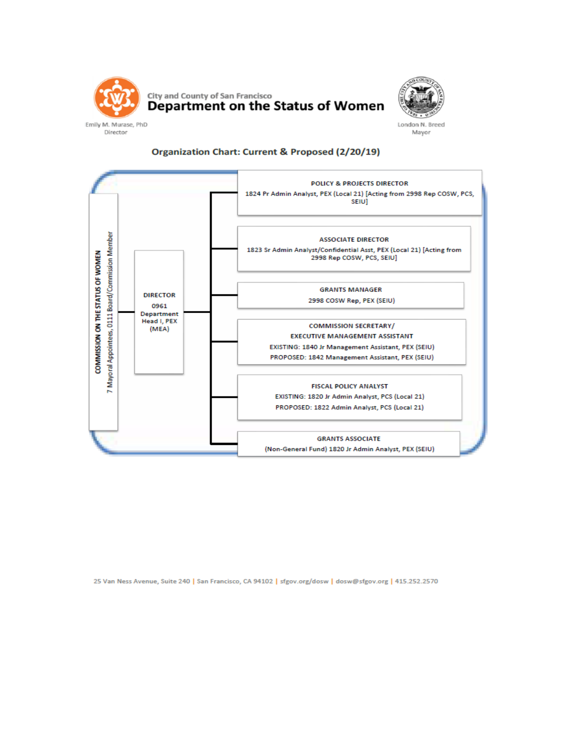City and County of San Francisco
# Department on the Status of Women

Emily M. Murase, PhD
Director

London N. Breed
Mayor

## Organization Chart: Current & Proposed (2/20/19)

**COMMISSION ON THE STATUS OF WOMEN**
7 Mayoral Appointees, 0111 Board/Commission Member

**DIRECTOR**
0961 Department Head I, PEX (MEA)

**POLICY & PROJECTS DIRECTOR**
1824 Pr Admin Analyst, PEX (Local 21) [Acting from 2998 Rep COSW, PCS, SEIU]

**ASSOCIATE DIRECTOR**
1823 Sr Admin Analyst/Confidential Asst, PEX (Local 21) [Acting from 2998 Rep COSW, PCS, SEIU]

**GRANTS MANAGER**
2998 COSW Rep, PEX (SEIU)

**COMMISSION SECRETARY/ EXECUTIVE MANAGEMENT ASSISTANT**
EXISTING: 1840 Jr Management Assistant, PEX (SEIU)
PROPOSED: 1842 Management Assistant, PEX (SEIU)

**FISCAL POLICY ANALYST**
EXISTING: 1820 Jr Admin Analyst, PCS (Local 21)
PROPOSED: 1822 Admin Analyst, PCS (Local 21)

**GRANTS ASSOCIATE**
(Non-General Fund) 1820 Jr Admin Analyst, PEX (SEIU)

25 Van Ness Avenue, Suite 240 | San Francisco, CA 94102 | sfgov.org/dosw | dosw@sfgov.org | 415.252.2570